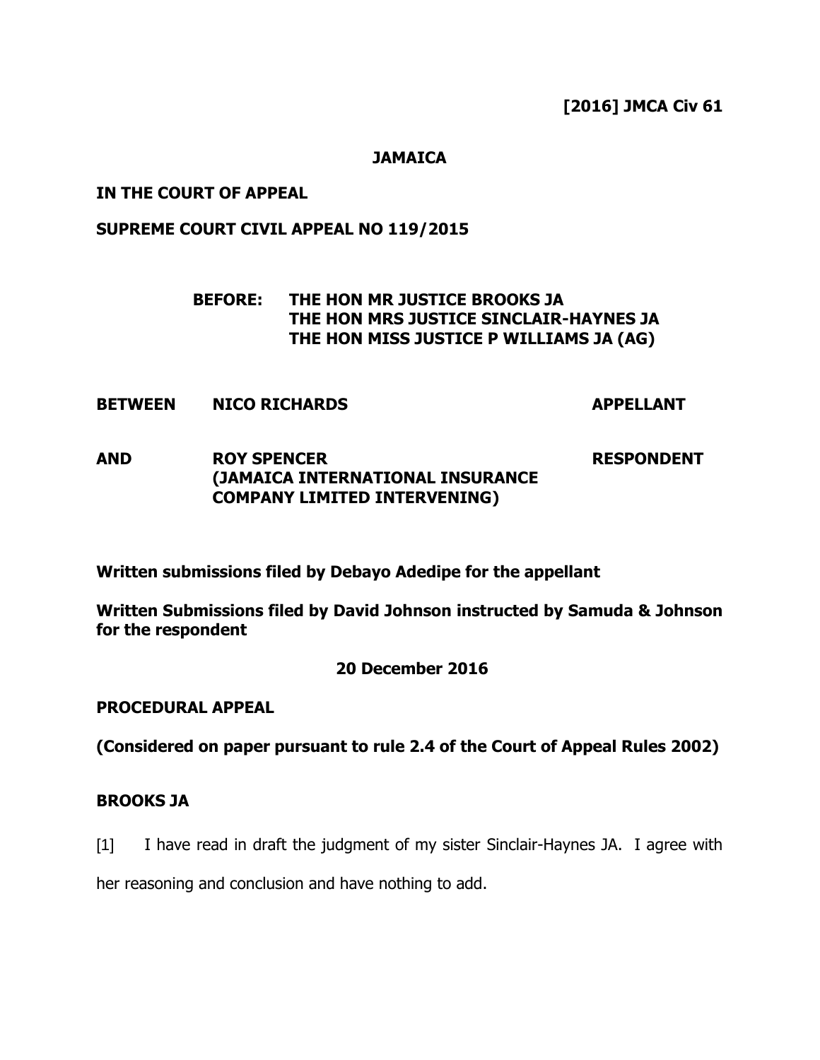**[2016] JMCA Civ 61**

**JAMAICA**

**IN THE COURT OF APPEAL**

**SUPREME COURT CIVIL APPEAL NO 119/2015**

**BEFORE: THE HON MR JUSTICE BROOKS JA**
**THE HON MRS JUSTICE SINCLAIR-HAYNES JA**
**THE HON MISS JUSTICE P WILLIAMS JA (AG)**

**BETWEEN NICO RICHARDS APPELLANT**

**AND ROY SPENCER RESPONDENT**
**(JAMAICA INTERNATIONAL INSURANCE COMPANY LIMITED INTERVENING)**

**Written submissions filed by Debayo Adedipe for the appellant**

**Written Submissions filed by David Johnson instructed by Samuda & Johnson for the respondent**

**20 December 2016**

**PROCEDURAL APPEAL**

**(Considered on paper pursuant to rule 2.4 of the Court of Appeal Rules 2002)**

**BROOKS JA**

[1] I have read in draft the judgment of my sister Sinclair-Haynes JA. I agree with her reasoning and conclusion and have nothing to add.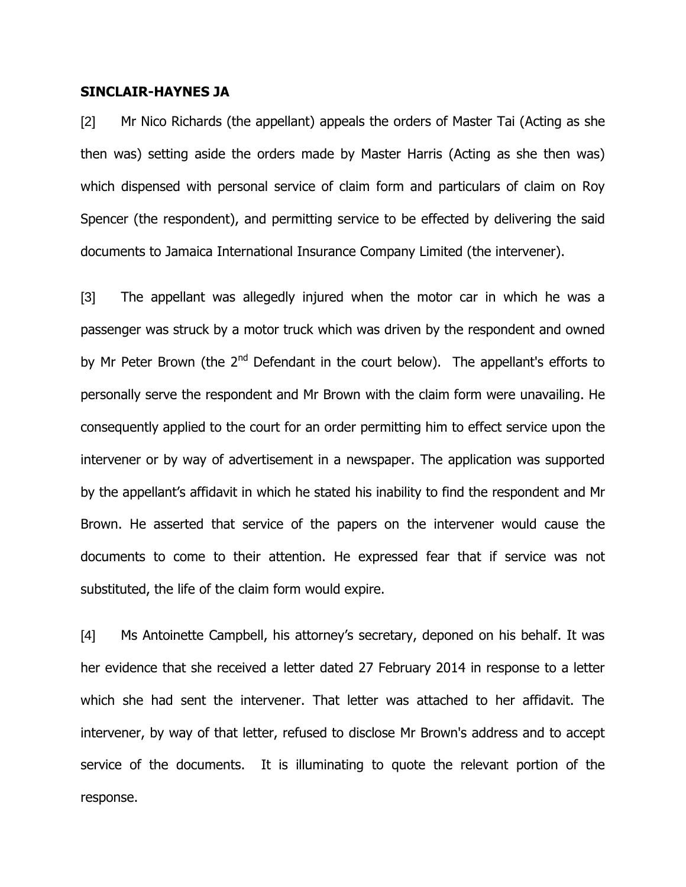**SINCLAIR-HAYNES JA**

[2] Mr Nico Richards (the appellant) appeals the orders of Master Tai (Acting as she then was) setting aside the orders made by Master Harris (Acting as she then was) which dispensed with personal service of claim form and particulars of claim on Roy Spencer (the respondent), and permitting service to be effected by delivering the said documents to Jamaica International Insurance Company Limited (the intervener).

[3] The appellant was allegedly injured when the motor car in which he was a passenger was struck by a motor truck which was driven by the respondent and owned by Mr Peter Brown (the 2nd Defendant in the court below). The appellant's efforts to personally serve the respondent and Mr Brown with the claim form were unavailing. He consequently applied to the court for an order permitting him to effect service upon the intervener or by way of advertisement in a newspaper. The application was supported by the appellant's affidavit in which he stated his inability to find the respondent and Mr Brown. He asserted that service of the papers on the intervener would cause the documents to come to their attention. He expressed fear that if service was not substituted, the life of the claim form would expire.

[4] Ms Antoinette Campbell, his attorney's secretary, deponed on his behalf. It was her evidence that she received a letter dated 27 February 2014 in response to a letter which she had sent the intervener. That letter was attached to her affidavit. The intervener, by way of that letter, refused to disclose Mr Brown's address and to accept service of the documents. It is illuminating to quote the relevant portion of the response.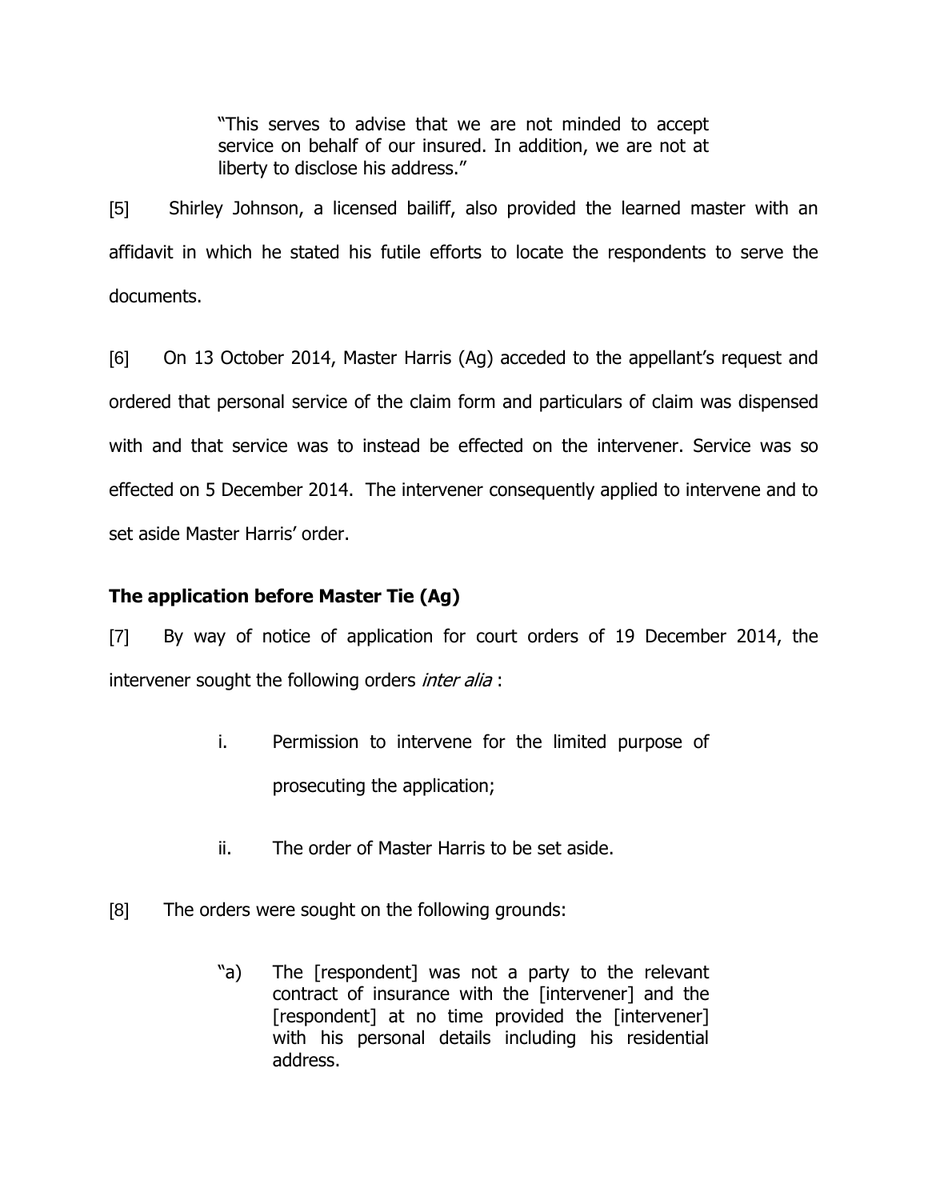> "This serves to advise that we are not minded to accept service on behalf of our insured. In addition, we are not at liberty to disclose his address."

[5] Shirley Johnson, a licensed bailiff, also provided the learned master with an affidavit in which he stated his futile efforts to locate the respondents to serve the documents.

[6] On 13 October 2014, Master Harris (Ag) acceded to the appellant's request and ordered that personal service of the claim form and particulars of claim was dispensed with and that service was to instead be effected on the intervener. Service was so effected on 5 December 2014. The intervener consequently applied to intervene and to set aside Master Harris' order.

### The application before Master Tie (Ag)

[7] By way of notice of application for court orders of 19 December 2014, the intervener sought the following orders *inter alia* :

> i. Permission to intervene for the limited purpose of prosecuting the application;
>
> ii. The order of Master Harris to be set aside.

[8] The orders were sought on the following grounds:

> "a) The [respondent] was not a party to the relevant contract of insurance with the [intervener] and the [respondent] at no time provided the [intervener] with his personal details including his residential address.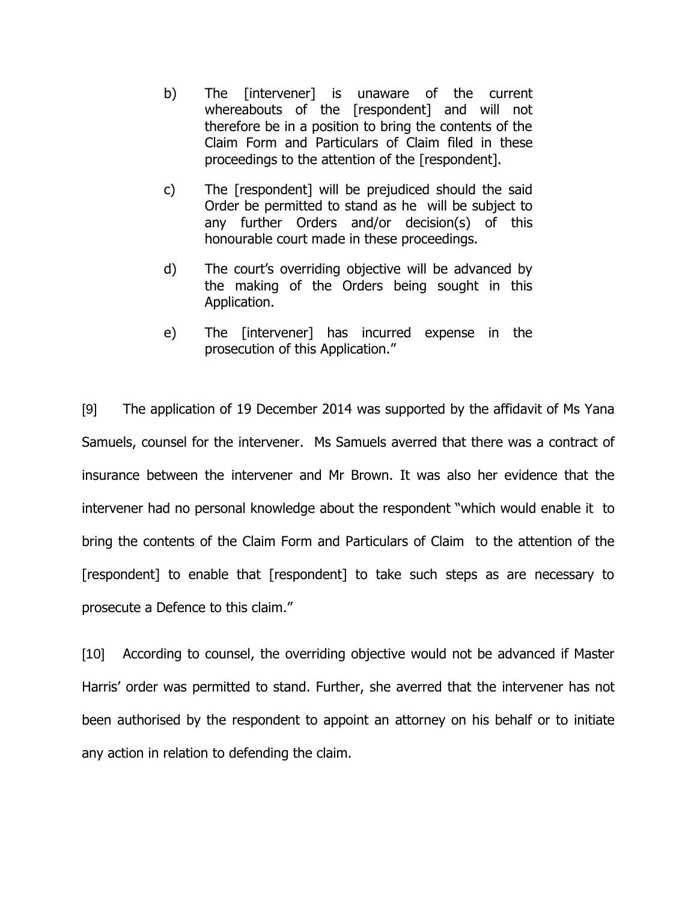b) The [intervener] is unaware of the current whereabouts of the [respondent] and will not therefore be in a position to bring the contents of the Claim Form and Particulars of Claim filed in these proceedings to the attention of the [respondent].

c) The [respondent] will be prejudiced should the said Order be permitted to stand as he will be subject to any further Orders and/or decision(s) of this honourable court made in these proceedings.

d) The court's overriding objective will be advanced by the making of the Orders being sought in this Application.

e) The [intervener] has incurred expense in the prosecution of this Application."

[9] The application of 19 December 2014 was supported by the affidavit of Ms Yana Samuels, counsel for the intervener. Ms Samuels averred that there was a contract of insurance between the intervener and Mr Brown. It was also her evidence that the intervener had no personal knowledge about the respondent "which would enable it to bring the contents of the Claim Form and Particulars of Claim to the attention of the [respondent] to enable that [respondent] to take such steps as are necessary to prosecute a Defence to this claim."

[10] According to counsel, the overriding objective would not be advanced if Master Harris' order was permitted to stand. Further, she averred that the intervener has not been authorised by the respondent to appoint an attorney on his behalf or to initiate any action in relation to defending the claim.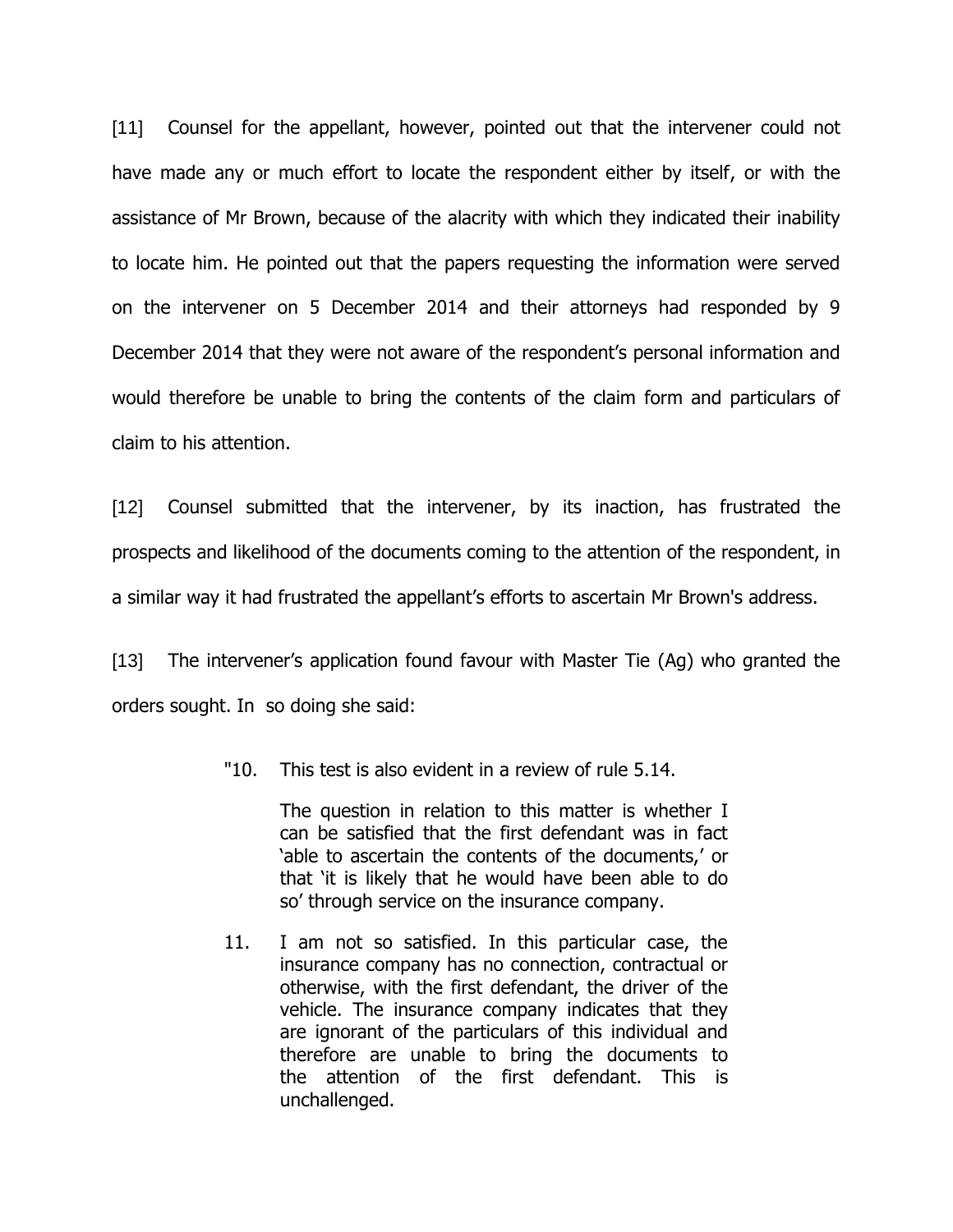[11] Counsel for the appellant, however, pointed out that the intervener could not have made any or much effort to locate the respondent either by itself, or with the assistance of Mr Brown, because of the alacrity with which they indicated their inability to locate him. He pointed out that the papers requesting the information were served on the intervener on 5 December 2014 and their attorneys had responded by 9 December 2014 that they were not aware of the respondent's personal information and would therefore be unable to bring the contents of the claim form and particulars of claim to his attention.

[12] Counsel submitted that the intervener, by its inaction, has frustrated the prospects and likelihood of the documents coming to the attention of the respondent, in a similar way it had frustrated the appellant's efforts to ascertain Mr Brown's address.

[13] The intervener's application found favour with Master Tie (Ag) who granted the orders sought. In so doing she said:

> "10. This test is also evident in a review of rule 5.14.
>
> The question in relation to this matter is whether I can be satisfied that the first defendant was in fact 'able to ascertain the contents of the documents,' or that 'it is likely that he would have been able to do so' through service on the insurance company.
>
> 11. I am not so satisfied. In this particular case, the insurance company has no connection, contractual or otherwise, with the first defendant, the driver of the vehicle. The insurance company indicates that they are ignorant of the particulars of this individual and therefore are unable to bring the documents to the attention of the first defendant. This is unchallenged.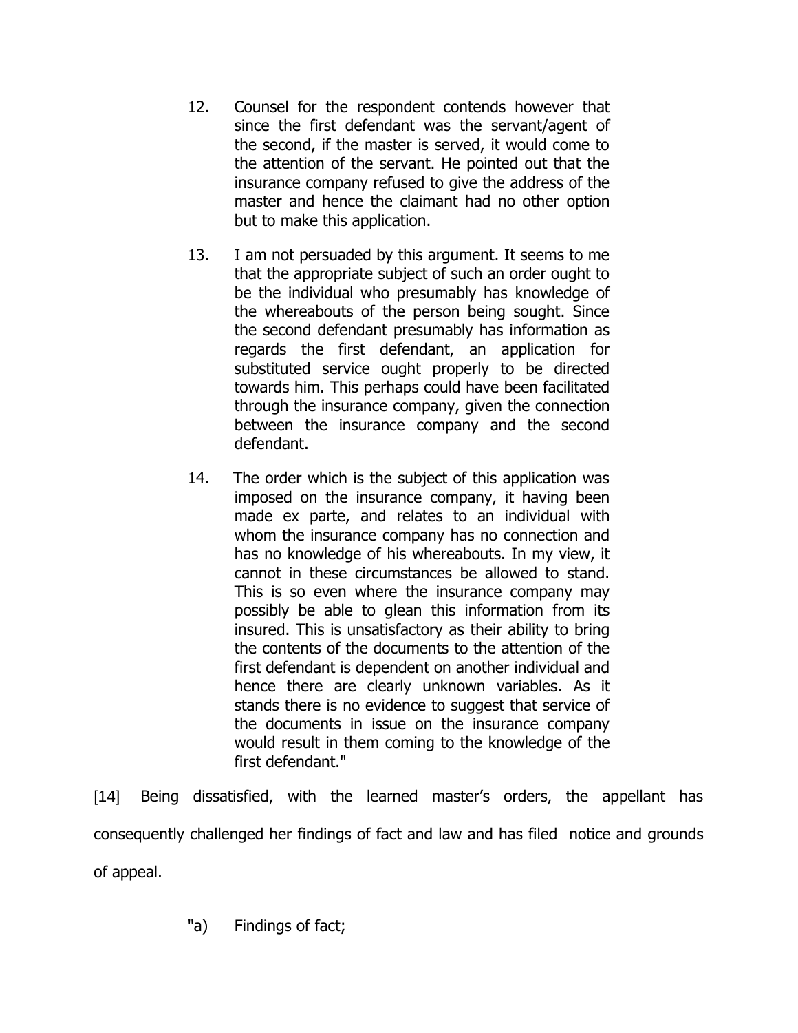> 12. Counsel for the respondent contends however that since the first defendant was the servant/agent of the second, if the master is served, it would come to the attention of the servant. He pointed out that the insurance company refused to give the address of the master and hence the claimant had no other option but to make this application.
>
> 13. I am not persuaded by this argument. It seems to me that the appropriate subject of such an order ought to be the individual who presumably has knowledge of the whereabouts of the person being sought. Since the second defendant presumably has information as regards the first defendant, an application for substituted service ought properly to be directed towards him. This perhaps could have been facilitated through the insurance company, given the connection between the insurance company and the second defendant.
>
> 14. The order which is the subject of this application was imposed on the insurance company, it having been made ex parte, and relates to an individual with whom the insurance company has no connection and has no knowledge of his whereabouts. In my view, it cannot in these circumstances be allowed to stand. This is so even where the insurance company may possibly be able to glean this information from its insured. This is unsatisfactory as their ability to bring the contents of the documents to the attention of the first defendant is dependent on another individual and hence there are clearly unknown variables. As it stands there is no evidence to suggest that service of the documents in issue on the insurance company would result in them coming to the knowledge of the first defendant."

[14] Being dissatisfied, with the learned master's orders, the appellant has consequently challenged her findings of fact and law and has filed notice and grounds of appeal.

> "a) Findings of fact;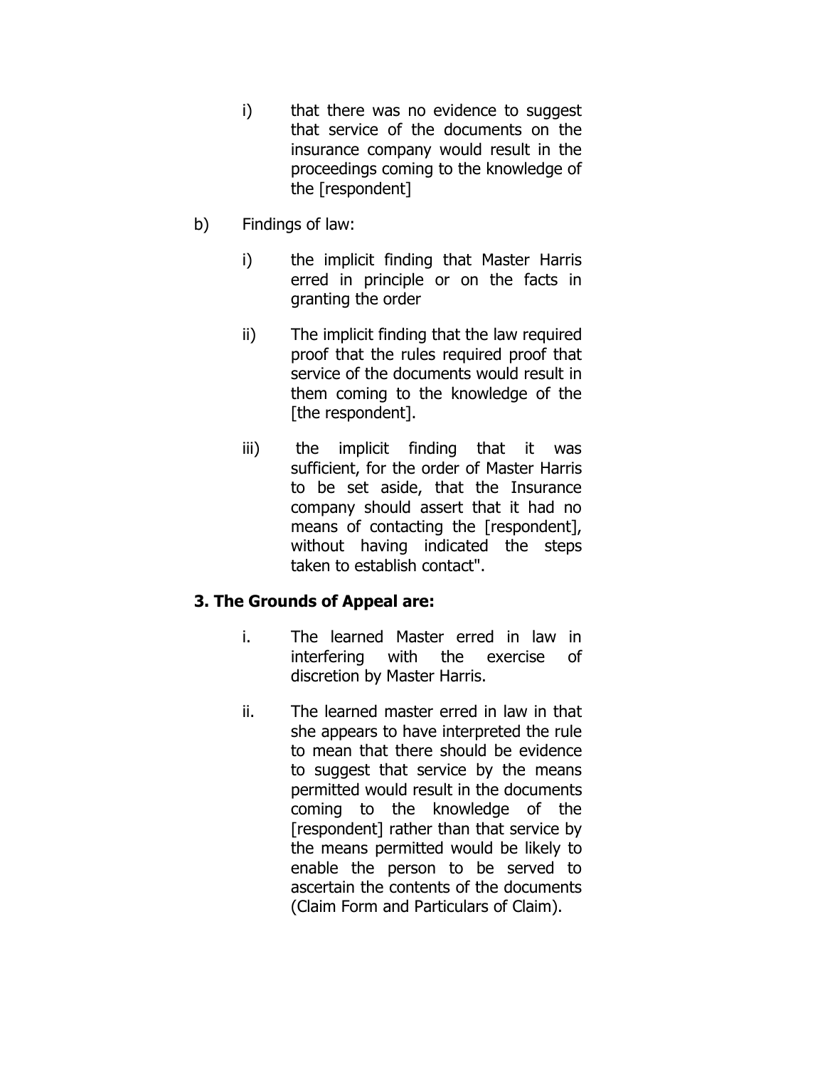i) that there was no evidence to suggest that service of the documents on the insurance company would result in the proceedings coming to the knowledge of the [respondent]

b) Findings of law:

i) the implicit finding that Master Harris erred in principle or on the facts in granting the order

ii) The implicit finding that the law required proof that the rules required proof that service of the documents would result in them coming to the knowledge of the [the respondent].

iii) the implicit finding that it was sufficient, for the order of Master Harris to be set aside, that the Insurance company should assert that it had no means of contacting the [respondent], without having indicated the steps taken to establish contact".

**3. The Grounds of Appeal are:**

i. The learned Master erred in law in interfering with the exercise of discretion by Master Harris.

ii. The learned master erred in law in that she appears to have interpreted the rule to mean that there should be evidence to suggest that service by the means permitted would result in the documents coming to the knowledge of the [respondent] rather than that service by the means permitted would be likely to enable the person to be served to ascertain the contents of the documents (Claim Form and Particulars of Claim).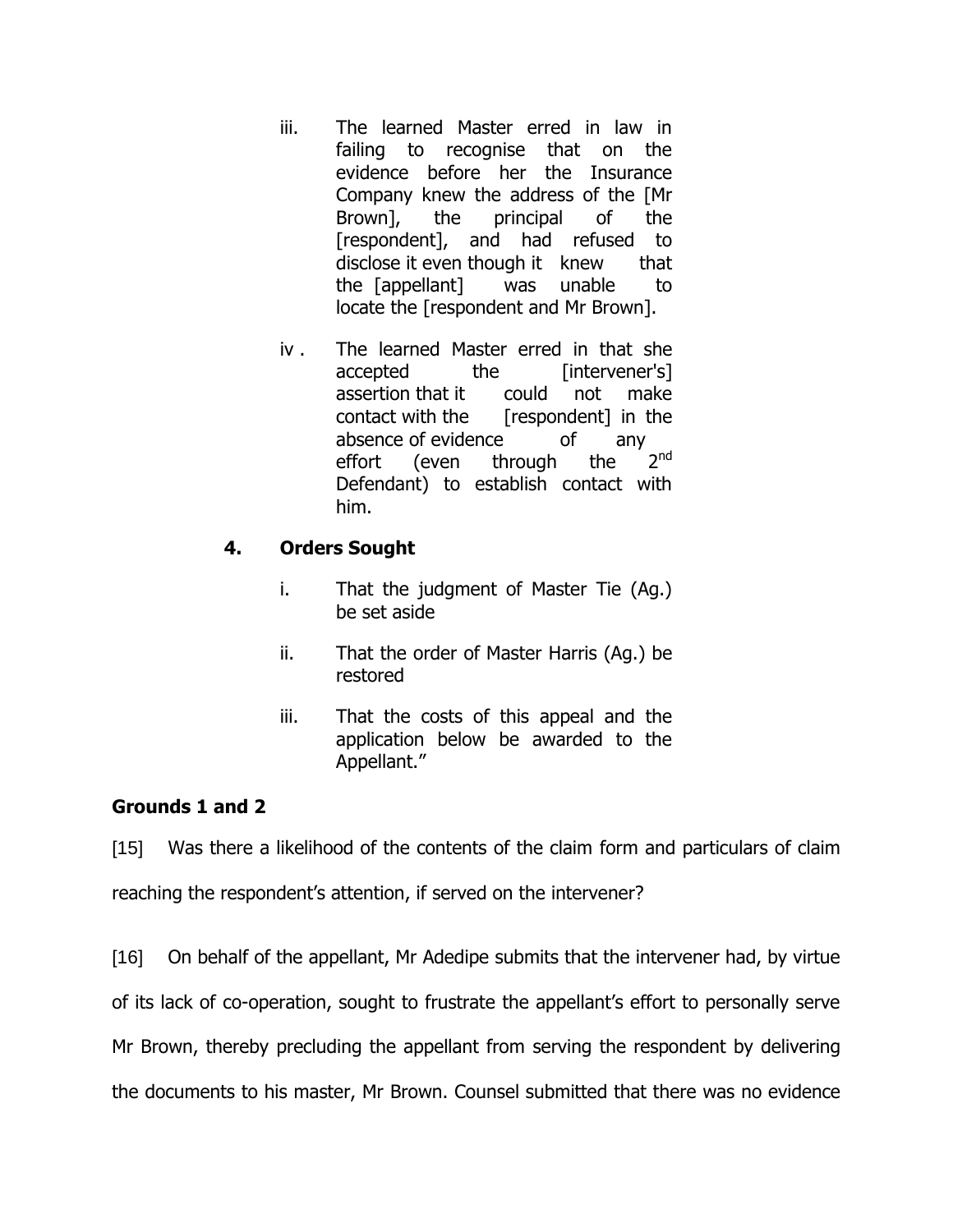iii. The learned Master erred in law in failing to recognise that on the evidence before her the Insurance Company knew the address of the [Mr Brown], the principal of the [respondent], and had refused to disclose it even though it knew that the [appellant] was unable to locate the [respondent and Mr Brown].

iv . The learned Master erred in that she accepted the [intervener's] assertion that it could not make contact with the [respondent] in the absence of evidence of any effort (even through the 2nd Defendant) to establish contact with him.

**4. Orders Sought**

i. That the judgment of Master Tie (Ag.) be set aside

ii. That the order of Master Harris (Ag.) be restored

iii. That the costs of this appeal and the application below be awarded to the Appellant."

**Grounds 1 and 2**

[15] Was there a likelihood of the contents of the claim form and particulars of claim reaching the respondent's attention, if served on the intervener?

[16] On behalf of the appellant, Mr Adedipe submits that the intervener had, by virtue of its lack of co-operation, sought to frustrate the appellant's effort to personally serve Mr Brown, thereby precluding the appellant from serving the respondent by delivering the documents to his master, Mr Brown. Counsel submitted that there was no evidence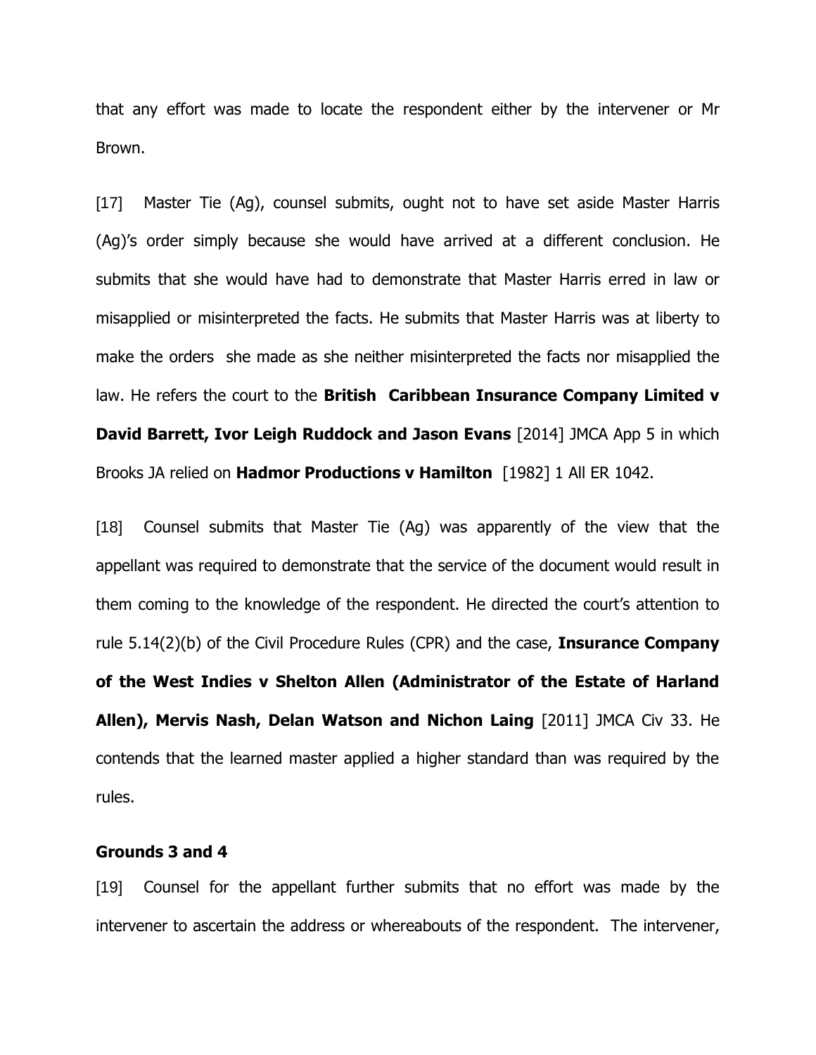that any effort was made to locate the respondent either by the intervener or Mr Brown.

[17] Master Tie (Ag), counsel submits, ought not to have set aside Master Harris (Ag)'s order simply because she would have arrived at a different conclusion. He submits that she would have had to demonstrate that Master Harris erred in law or misapplied or misinterpreted the facts. He submits that Master Harris was at liberty to make the orders she made as she neither misinterpreted the facts nor misapplied the law. He refers the court to the **British Caribbean Insurance Company Limited v David Barrett, Ivor Leigh Ruddock and Jason Evans** [2014] JMCA App 5 in which Brooks JA relied on **Hadmor Productions v Hamilton** [1982] 1 All ER 1042.

[18] Counsel submits that Master Tie (Ag) was apparently of the view that the appellant was required to demonstrate that the service of the document would result in them coming to the knowledge of the respondent. He directed the court's attention to rule 5.14(2)(b) of the Civil Procedure Rules (CPR) and the case, **Insurance Company of the West Indies v Shelton Allen (Administrator of the Estate of Harland Allen), Mervis Nash, Delan Watson and Nichon Laing** [2011] JMCA Civ 33. He contends that the learned master applied a higher standard than was required by the rules.

**Grounds 3 and 4**

[19] Counsel for the appellant further submits that no effort was made by the intervener to ascertain the address or whereabouts of the respondent. The intervener,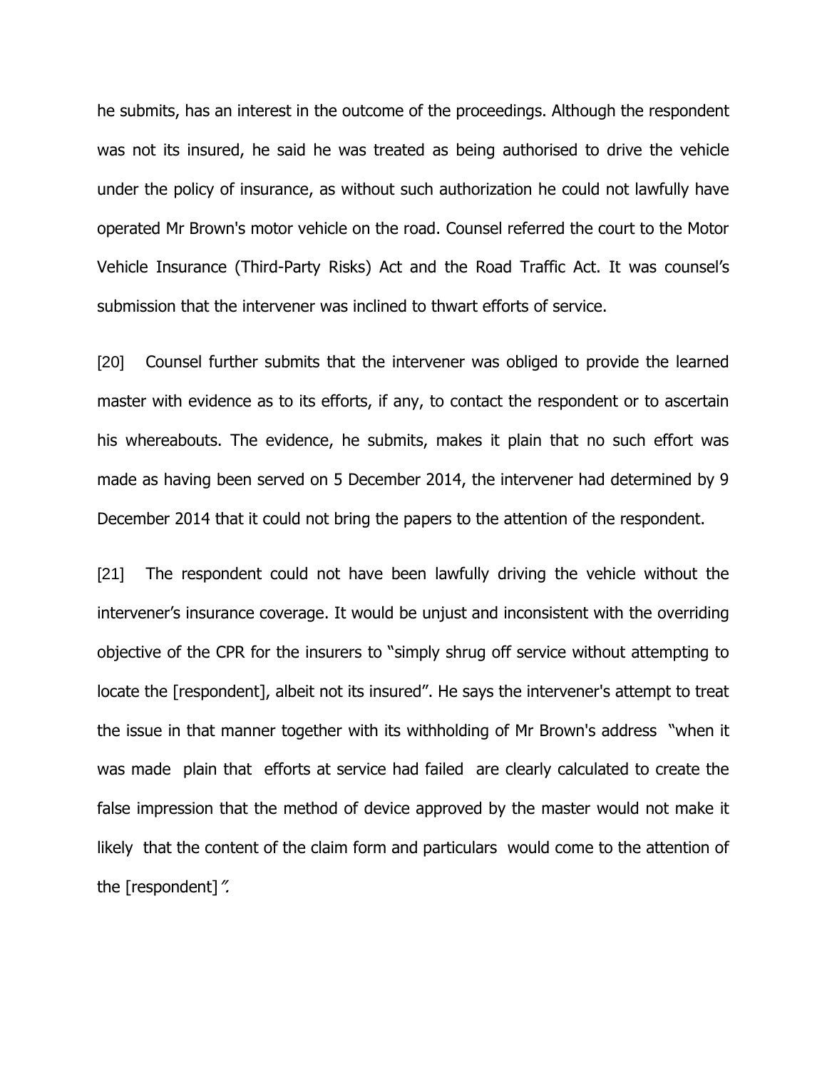he submits, has an interest in the outcome of the proceedings. Although the respondent was not its insured, he said he was treated as being authorised to drive the vehicle under the policy of insurance, as without such authorization he could not lawfully have operated Mr Brown's motor vehicle on the road. Counsel referred the court to the Motor Vehicle Insurance (Third-Party Risks) Act and the Road Traffic Act. It was counsel's submission that the intervener was inclined to thwart efforts of service.

[20] Counsel further submits that the intervener was obliged to provide the learned master with evidence as to its efforts, if any, to contact the respondent or to ascertain his whereabouts. The evidence, he submits, makes it plain that no such effort was made as having been served on 5 December 2014, the intervener had determined by 9 December 2014 that it could not bring the papers to the attention of the respondent.

[21] The respondent could not have been lawfully driving the vehicle without the intervener's insurance coverage. It would be unjust and inconsistent with the overriding objective of the CPR for the insurers to "simply shrug off service without attempting to locate the [respondent], albeit not its insured". He says the intervener's attempt to treat the issue in that manner together with its withholding of Mr Brown's address "when it was made plain that efforts at service had failed are clearly calculated to create the false impression that the method of device approved by the master would not make it likely that the content of the claim form and particulars would come to the attention of the [respondent]*".*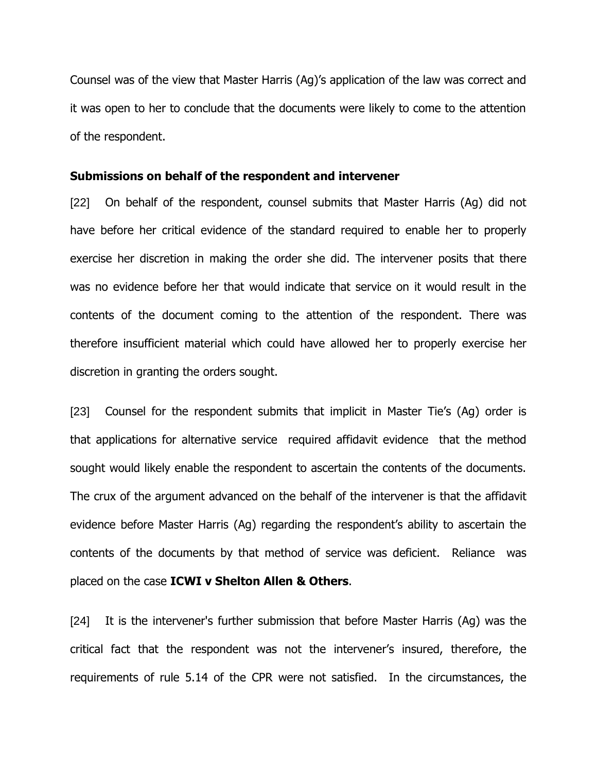Counsel was of the view that Master Harris (Ag)'s application of the law was correct and it was open to her to conclude that the documents were likely to come to the attention of the respondent.

**Submissions on behalf of the respondent and intervener**

[22] On behalf of the respondent, counsel submits that Master Harris (Ag) did not have before her critical evidence of the standard required to enable her to properly exercise her discretion in making the order she did. The intervener posits that there was no evidence before her that would indicate that service on it would result in the contents of the document coming to the attention of the respondent. There was therefore insufficient material which could have allowed her to properly exercise her discretion in granting the orders sought.

[23] Counsel for the respondent submits that implicit in Master Tie's (Ag) order is that applications for alternative service required affidavit evidence that the method sought would likely enable the respondent to ascertain the contents of the documents. The crux of the argument advanced on the behalf of the intervener is that the affidavit evidence before Master Harris (Ag) regarding the respondent's ability to ascertain the contents of the documents by that method of service was deficient. Reliance was placed on the case **ICWI v Shelton Allen & Others**.

[24] It is the intervener's further submission that before Master Harris (Ag) was the critical fact that the respondent was not the intervener's insured, therefore, the requirements of rule 5.14 of the CPR were not satisfied. In the circumstances, the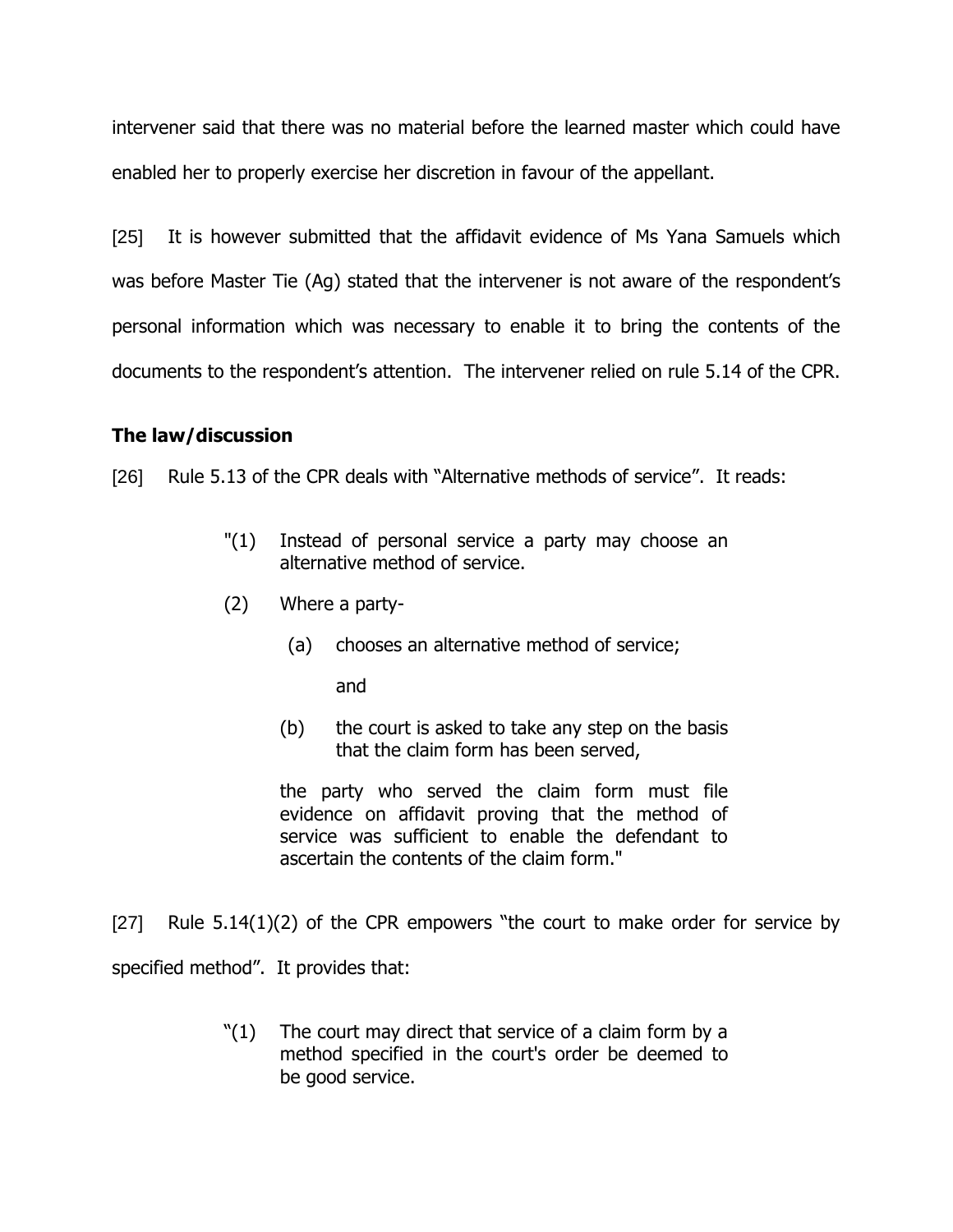intervener said that there was no material before the learned master which could have enabled her to properly exercise her discretion in favour of the appellant.

[25] It is however submitted that the affidavit evidence of Ms Yana Samuels which was before Master Tie (Ag) stated that the intervener is not aware of the respondent's personal information which was necessary to enable it to bring the contents of the documents to the respondent's attention. The intervener relied on rule 5.14 of the CPR.

### The law/discussion

[26] Rule 5.13 of the CPR deals with "Alternative methods of service". It reads:

> "(1) Instead of personal service a party may choose an alternative method of service.
>
> (2) Where a party-
>
> (a) chooses an alternative method of service;
>
> and
>
> (b) the court is asked to take any step on the basis that the claim form has been served,
>
> the party who served the claim form must file evidence on affidavit proving that the method of service was sufficient to enable the defendant to ascertain the contents of the claim form."

[27] Rule 5.14(1)(2) of the CPR empowers "the court to make order for service by specified method". It provides that:

> "(1) The court may direct that service of a claim form by a method specified in the court's order be deemed to be good service.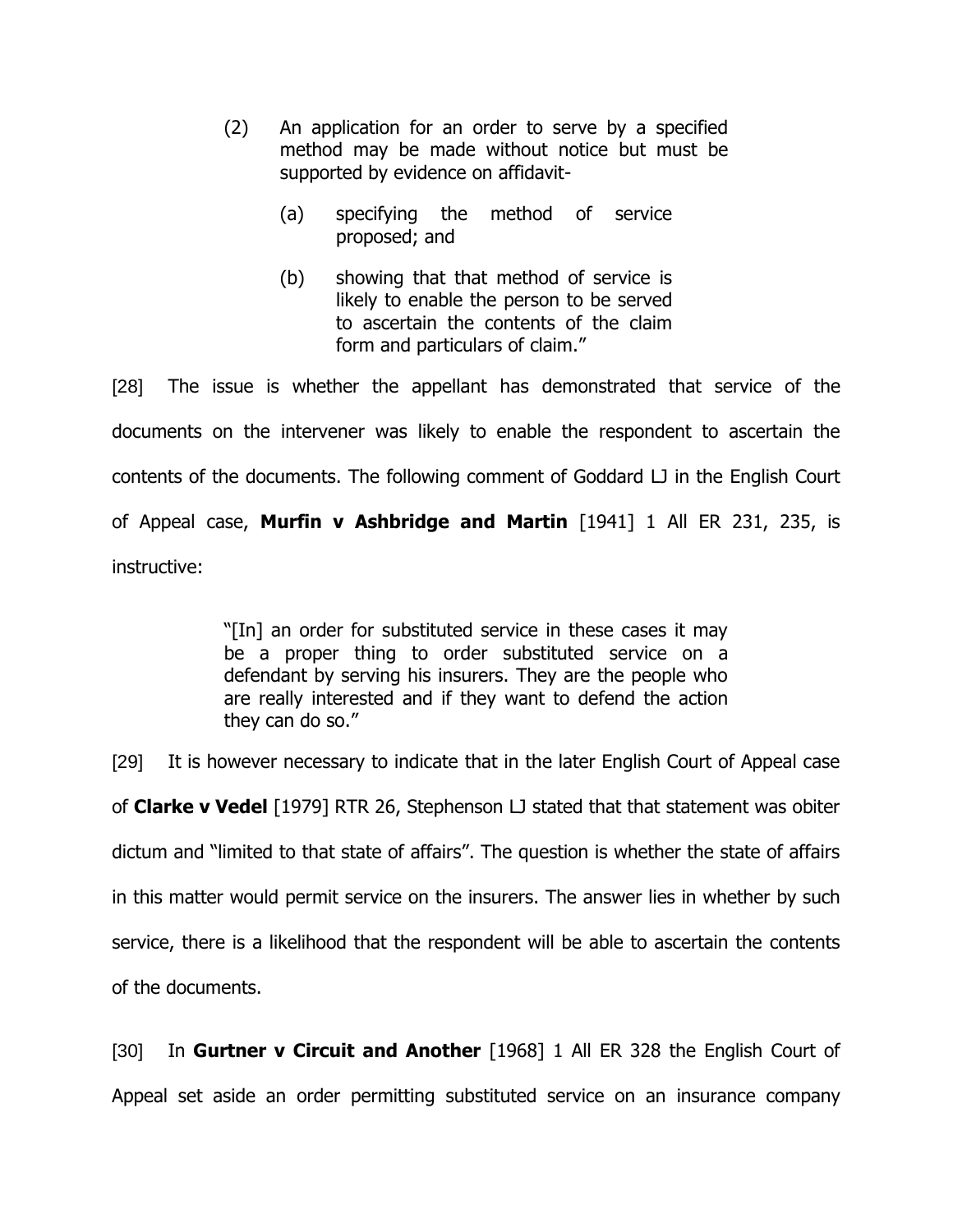> (2) An application for an order to serve by a specified method may be made without notice but must be supported by evidence on affidavit-
>
> > (a) specifying the method of service proposed; and
> >
> > (b) showing that that method of service is likely to enable the person to be served to ascertain the contents of the claim form and particulars of claim."

[28] The issue is whether the appellant has demonstrated that service of the documents on the intervener was likely to enable the respondent to ascertain the contents of the documents. The following comment of Goddard LJ in the English Court of Appeal case, **Murfin v Ashbridge and Martin** [1941] 1 All ER 231, 235, is instructive:

> "[In] an order for substituted service in these cases it may be a proper thing to order substituted service on a defendant by serving his insurers. They are the people who are really interested and if they want to defend the action they can do so."

[29] It is however necessary to indicate that in the later English Court of Appeal case of **Clarke v Vedel** [1979] RTR 26, Stephenson LJ stated that that statement was obiter dictum and "limited to that state of affairs". The question is whether the state of affairs in this matter would permit service on the insurers. The answer lies in whether by such service, there is a likelihood that the respondent will be able to ascertain the contents of the documents.

[30] In **Gurtner v Circuit and Another** [1968] 1 All ER 328 the English Court of Appeal set aside an order permitting substituted service on an insurance company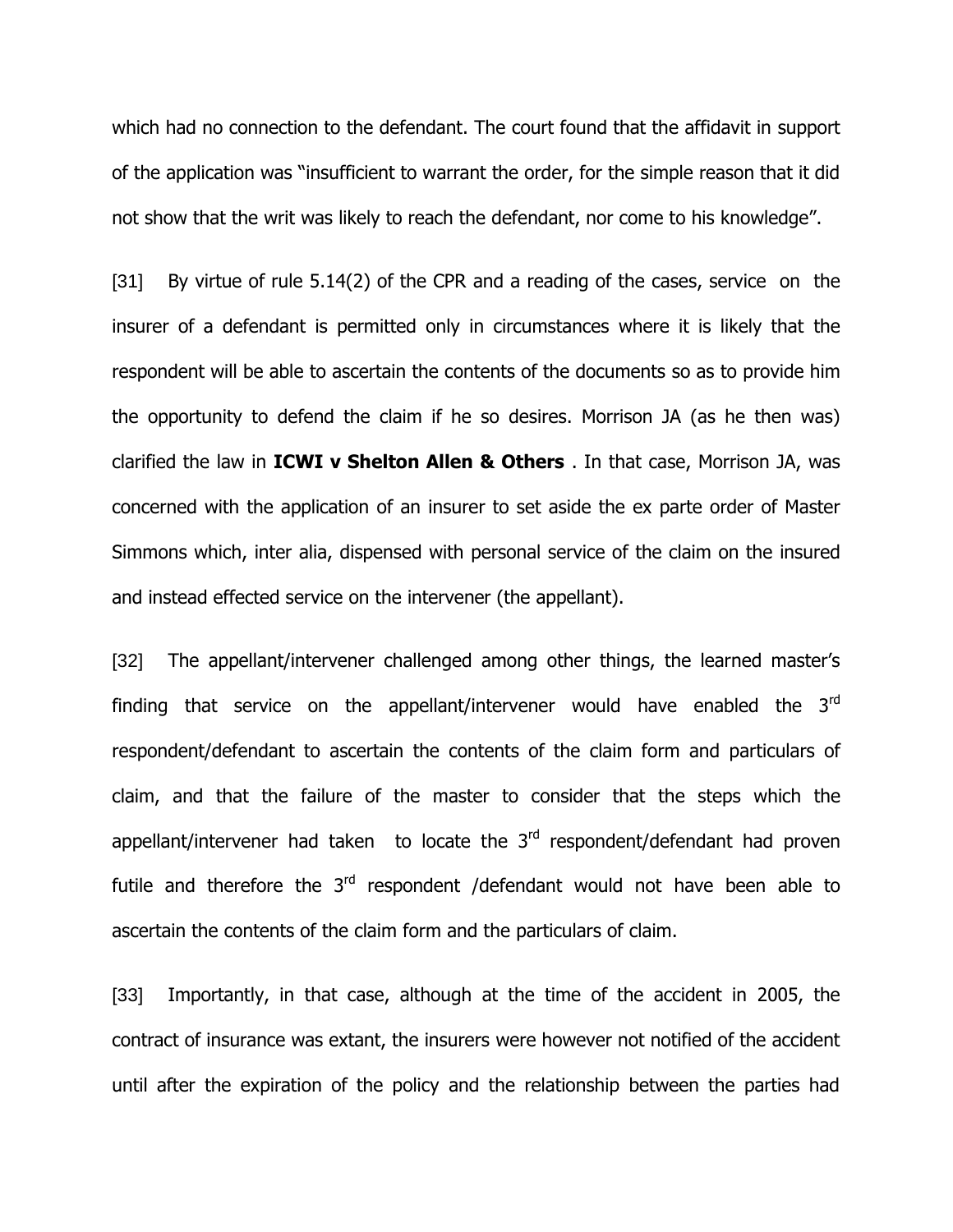which had no connection to the defendant. The court found that the affidavit in support of the application was "insufficient to warrant the order, for the simple reason that it did not show that the writ was likely to reach the defendant, nor come to his knowledge".

[31] By virtue of rule 5.14(2) of the CPR and a reading of the cases, service on the insurer of a defendant is permitted only in circumstances where it is likely that the respondent will be able to ascertain the contents of the documents so as to provide him the opportunity to defend the claim if he so desires. Morrison JA (as he then was) clarified the law in **ICWI v Shelton Allen & Others** . In that case, Morrison JA, was concerned with the application of an insurer to set aside the ex parte order of Master Simmons which, inter alia, dispensed with personal service of the claim on the insured and instead effected service on the intervener (the appellant).

[32] The appellant/intervener challenged among other things, the learned master's finding that service on the appellant/intervener would have enabled the 3rd respondent/defendant to ascertain the contents of the claim form and particulars of claim, and that the failure of the master to consider that the steps which the appellant/intervener had taken to locate the 3rd respondent/defendant had proven futile and therefore the 3rd respondent /defendant would not have been able to ascertain the contents of the claim form and the particulars of claim.

[33] Importantly, in that case, although at the time of the accident in 2005, the contract of insurance was extant, the insurers were however not notified of the accident until after the expiration of the policy and the relationship between the parties had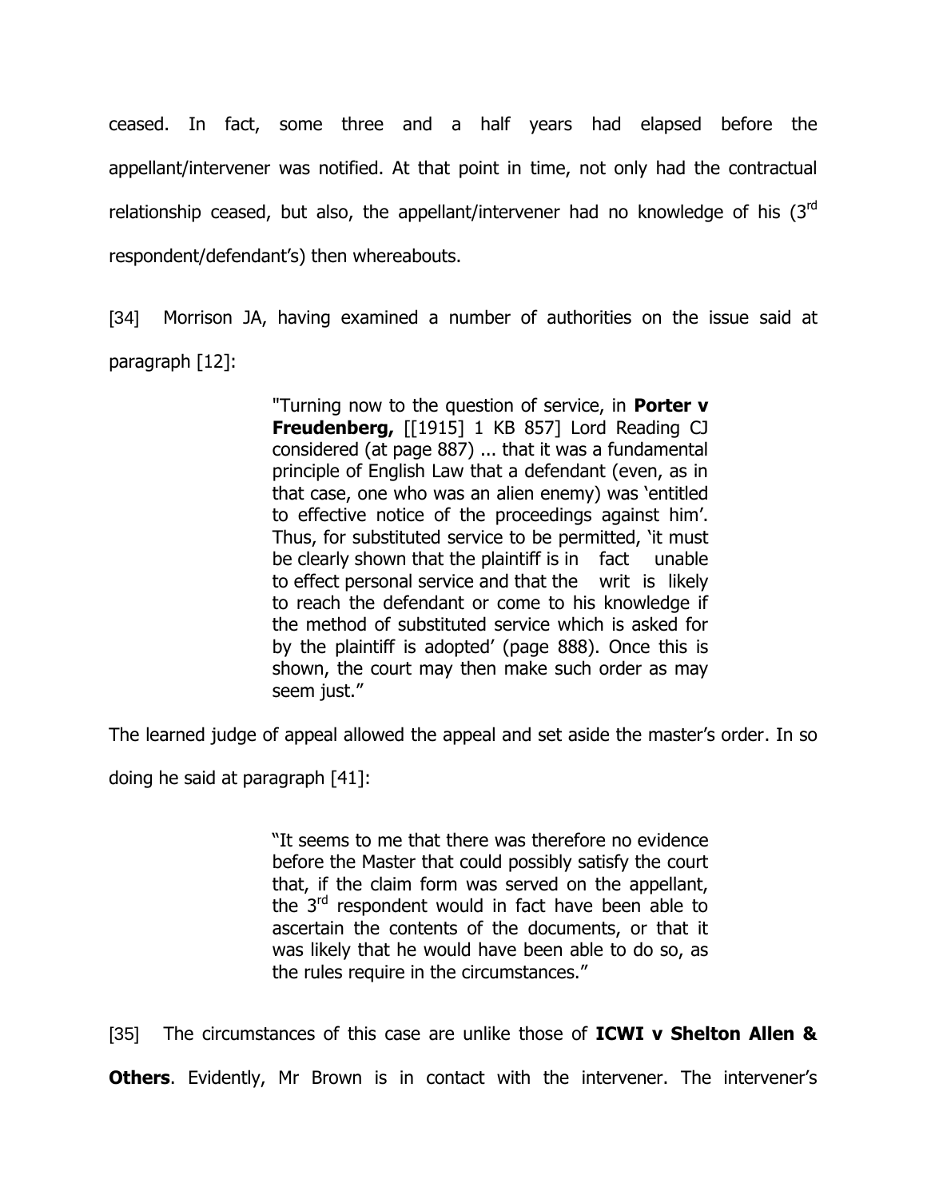ceased. In fact, some three and a half years had elapsed before the appellant/intervener was notified. At that point in time, not only had the contractual relationship ceased, but also, the appellant/intervener had no knowledge of his (3rd respondent/defendant's) then whereabouts.

[34] Morrison JA, having examined a number of authorities on the issue said at paragraph [12]:

> "Turning now to the question of service, in **Porter v Freudenberg,** [[1915] 1 KB 857] Lord Reading CJ considered (at page 887) ... that it was a fundamental principle of English Law that a defendant (even, as in that case, one who was an alien enemy) was 'entitled to effective notice of the proceedings against him'. Thus, for substituted service to be permitted, 'it must be clearly shown that the plaintiff is in fact unable to effect personal service and that the writ is likely to reach the defendant or come to his knowledge if the method of substituted service which is asked for by the plaintiff is adopted' (page 888). Once this is shown, the court may then make such order as may seem just."

The learned judge of appeal allowed the appeal and set aside the master's order. In so doing he said at paragraph [41]:

> "It seems to me that there was therefore no evidence before the Master that could possibly satisfy the court that, if the claim form was served on the appellant, the 3rd respondent would in fact have been able to ascertain the contents of the documents, or that it was likely that he would have been able to do so, as the rules require in the circumstances."

[35] The circumstances of this case are unlike those of **ICWI v Shelton Allen & Others**. Evidently, Mr Brown is in contact with the intervener. The intervener's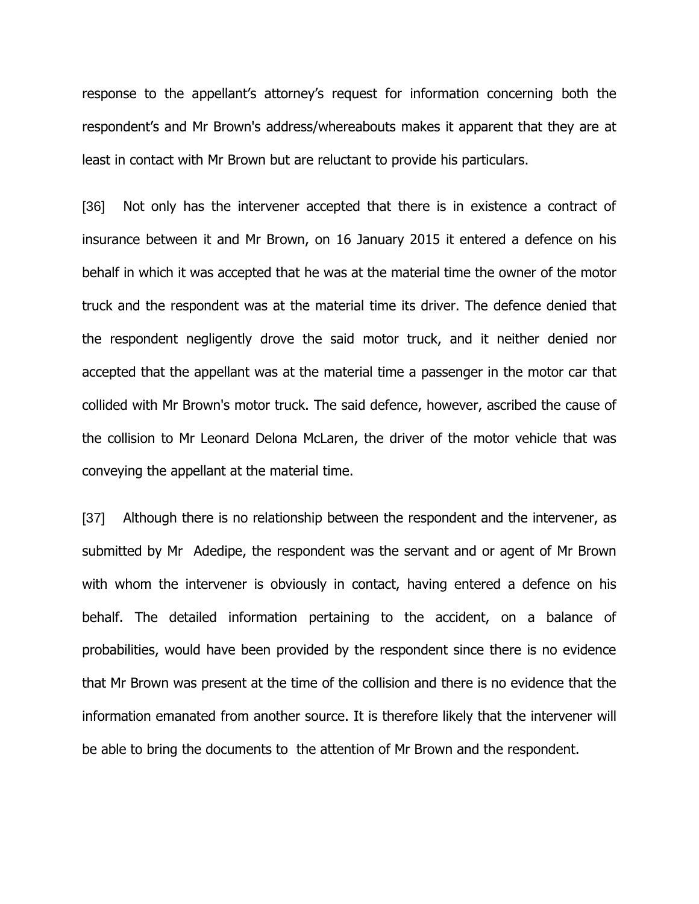response to the appellant's attorney's request for information concerning both the respondent's and Mr Brown's address/whereabouts makes it apparent that they are at least in contact with Mr Brown but are reluctant to provide his particulars.

[36] Not only has the intervener accepted that there is in existence a contract of insurance between it and Mr Brown, on 16 January 2015 it entered a defence on his behalf in which it was accepted that he was at the material time the owner of the motor truck and the respondent was at the material time its driver. The defence denied that the respondent negligently drove the said motor truck, and it neither denied nor accepted that the appellant was at the material time a passenger in the motor car that collided with Mr Brown's motor truck. The said defence, however, ascribed the cause of the collision to Mr Leonard Delona McLaren, the driver of the motor vehicle that was conveying the appellant at the material time.

[37] Although there is no relationship between the respondent and the intervener, as submitted by Mr Adedipe, the respondent was the servant and or agent of Mr Brown with whom the intervener is obviously in contact, having entered a defence on his behalf. The detailed information pertaining to the accident, on a balance of probabilities, would have been provided by the respondent since there is no evidence that Mr Brown was present at the time of the collision and there is no evidence that the information emanated from another source. It is therefore likely that the intervener will be able to bring the documents to the attention of Mr Brown and the respondent.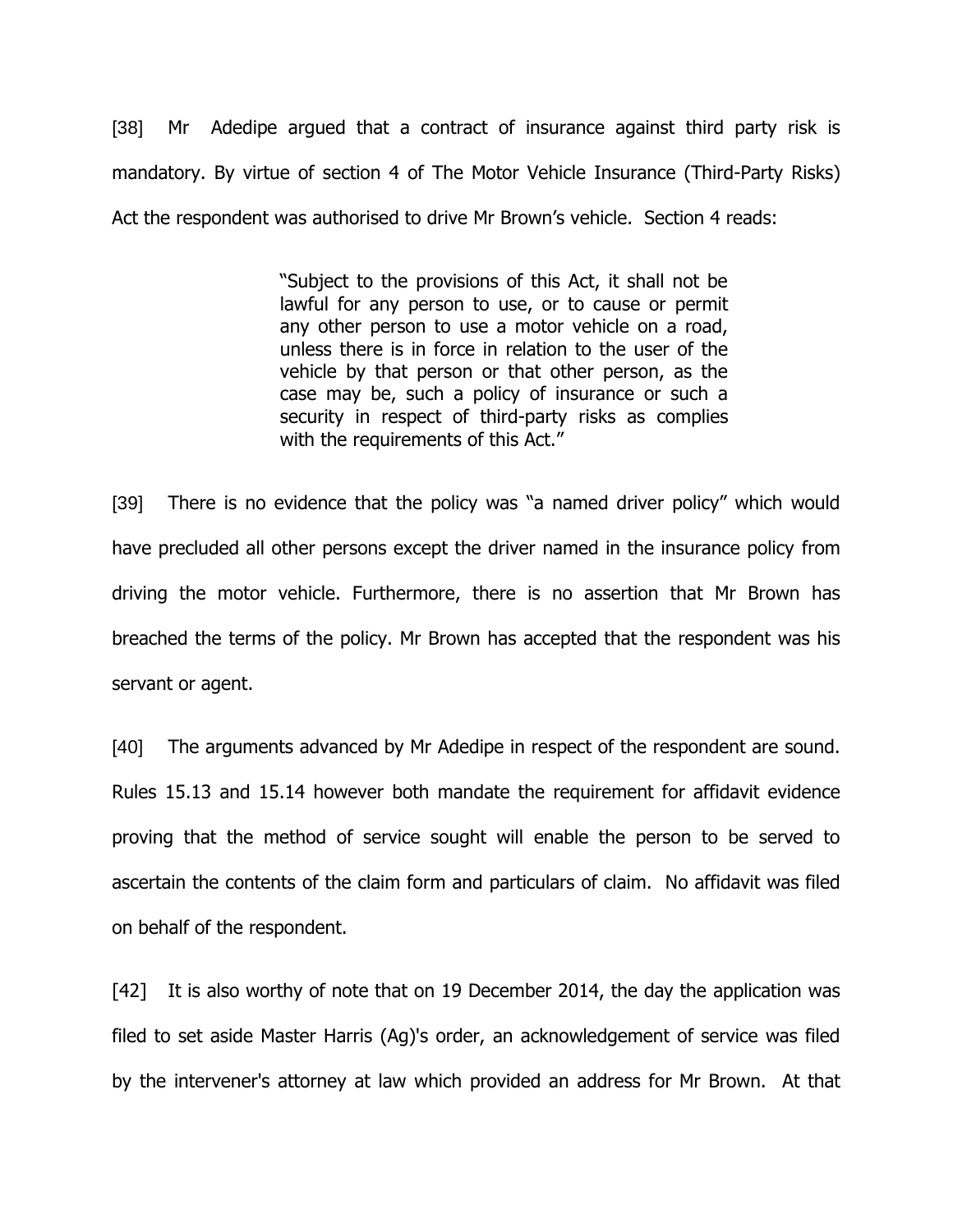[38] Mr Adedipe argued that a contract of insurance against third party risk is mandatory. By virtue of section 4 of The Motor Vehicle Insurance (Third-Party Risks) Act the respondent was authorised to drive Mr Brown's vehicle. Section 4 reads:

> "Subject to the provisions of this Act, it shall not be lawful for any person to use, or to cause or permit any other person to use a motor vehicle on a road, unless there is in force in relation to the user of the vehicle by that person or that other person, as the case may be, such a policy of insurance or such a security in respect of third-party risks as complies with the requirements of this Act."

[39] There is no evidence that the policy was "a named driver policy" which would have precluded all other persons except the driver named in the insurance policy from driving the motor vehicle. Furthermore, there is no assertion that Mr Brown has breached the terms of the policy. Mr Brown has accepted that the respondent was his servant or agent.

[40] The arguments advanced by Mr Adedipe in respect of the respondent are sound. Rules 15.13 and 15.14 however both mandate the requirement for affidavit evidence proving that the method of service sought will enable the person to be served to ascertain the contents of the claim form and particulars of claim. No affidavit was filed on behalf of the respondent.

[42] It is also worthy of note that on 19 December 2014, the day the application was filed to set aside Master Harris (Ag)'s order, an acknowledgement of service was filed by the intervener's attorney at law which provided an address for Mr Brown. At that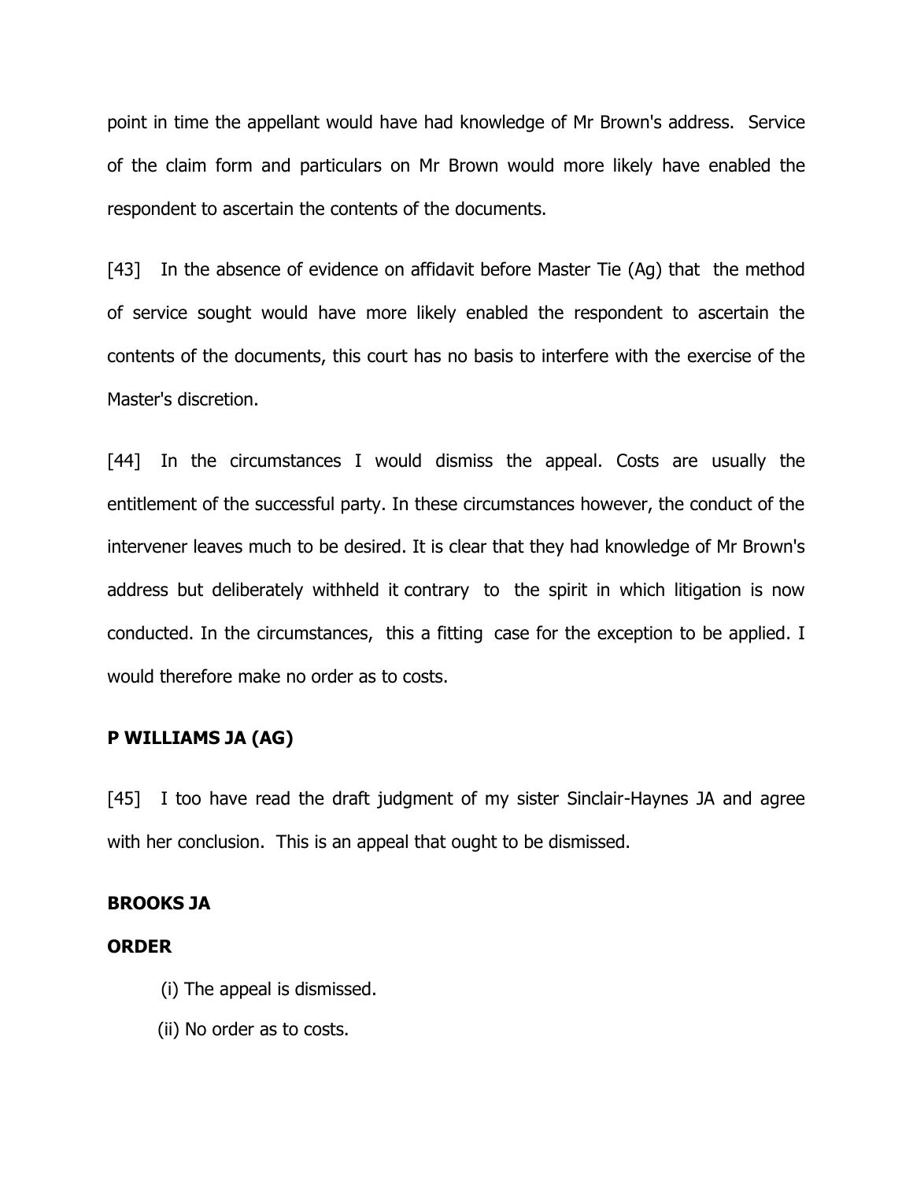point in time the appellant would have had knowledge of Mr Brown's address. Service of the claim form and particulars on Mr Brown would more likely have enabled the respondent to ascertain the contents of the documents.

[43] In the absence of evidence on affidavit before Master Tie (Ag) that the method of service sought would have more likely enabled the respondent to ascertain the contents of the documents, this court has no basis to interfere with the exercise of the Master's discretion.

[44] In the circumstances I would dismiss the appeal. Costs are usually the entitlement of the successful party. In these circumstances however, the conduct of the intervener leaves much to be desired. It is clear that they had knowledge of Mr Brown's address but deliberately withheld it contrary to the spirit in which litigation is now conducted. In the circumstances, this a fitting case for the exception to be applied. I would therefore make no order as to costs.

**P WILLIAMS JA (AG)**

[45] I too have read the draft judgment of my sister Sinclair-Haynes JA and agree with her conclusion. This is an appeal that ought to be dismissed.

**BROOKS JA**

**ORDER**

(i) The appeal is dismissed.

(ii) No order as to costs.